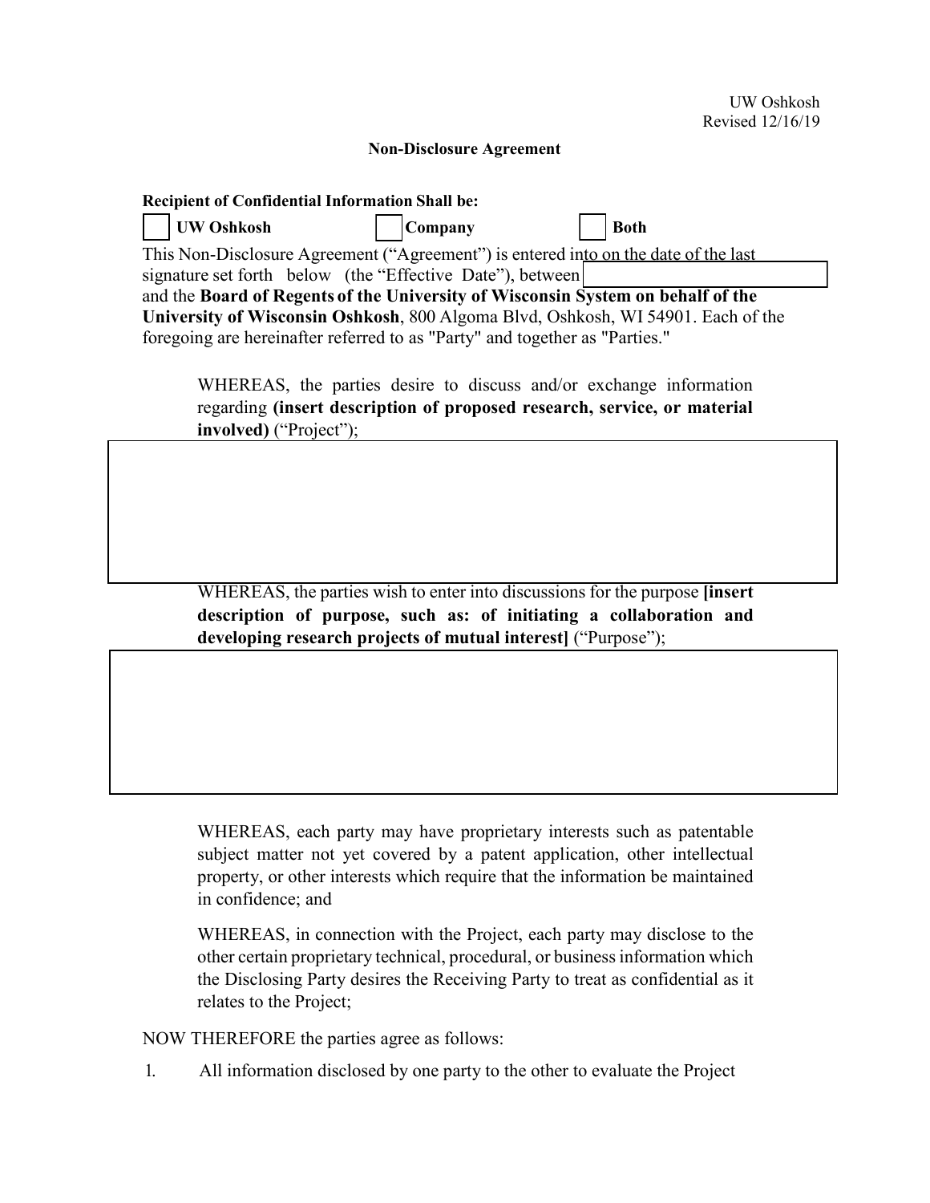UW Oshkosh
Revised 12/16/19

**Non-Disclosure Agreement**

**Recipient of Confidential Information Shall be:**

☐ **UW Oshkosh** ☐ **Company** ☐ **Both**

This Non-Disclosure Agreement ("Agreement") is entered into on the date of the last signature set forth below (the "Effective Date"), between ____________ and the **Board of Regents of the University of Wisconsin System on behalf of the University of Wisconsin Oshkosh**, 800 Algoma Blvd, Oshkosh, WI 54901. Each of the foregoing are hereinafter referred to as "Party" and together as "Parties."

WHEREAS, the parties desire to discuss and/or exchange information regarding **(insert description of proposed research, service, or material involved)** ("Project");

WHEREAS, the parties wish to enter into discussions for the purpose **[insert description of purpose, such as: of initiating a collaboration and developing research projects of mutual interest]** ("Purpose");

WHEREAS, each party may have proprietary interests such as patentable subject matter not yet covered by a patent application, other intellectual property, or other interests which require that the information be maintained in confidence; and

WHEREAS, in connection with the Project, each party may disclose to the other certain proprietary technical, procedural, or business information which the Disclosing Party desires the Receiving Party to treat as confidential as it relates to the Project;

NOW THEREFORE the parties agree as follows:

1. All information disclosed by one party to the other to evaluate the Project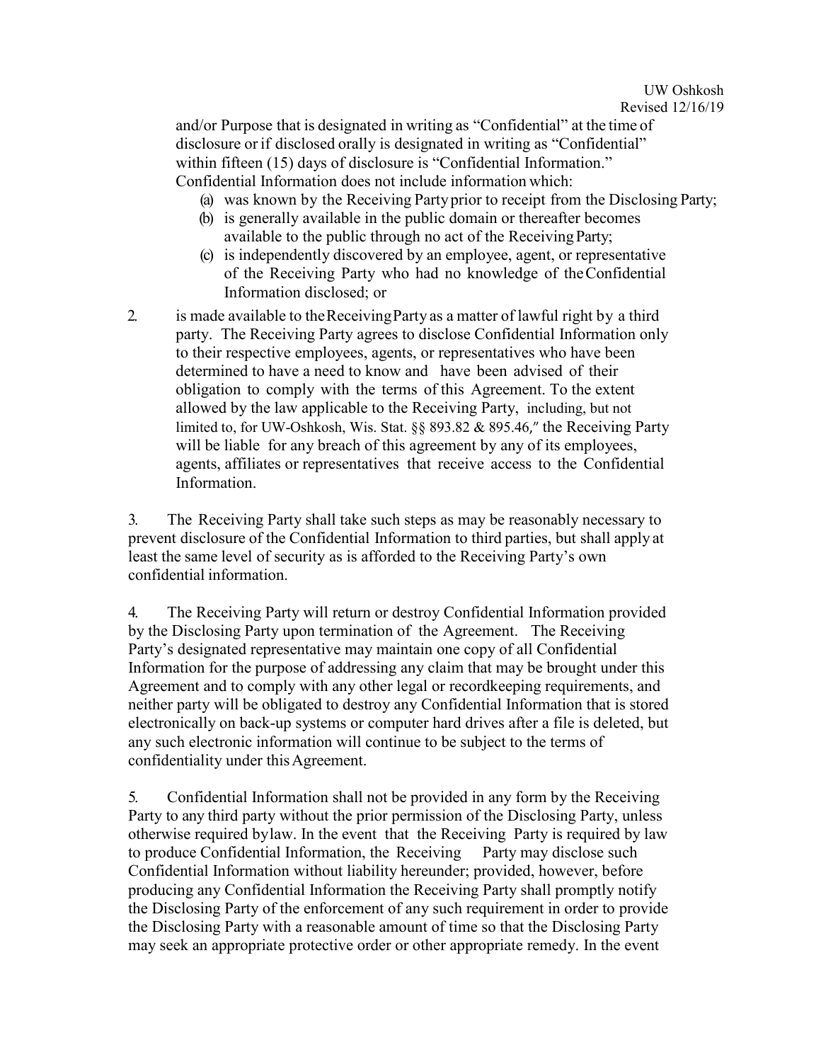and/or Purpose that is designated in writing as "Confidential" at the time of disclosure or if disclosed orally is designated in writing as "Confidential" within fifteen (15) days of disclosure is "Confidential Information." Confidential Information does not include information which:

(a) was known by the Receiving Party prior to receipt from the Disclosing Party;
(b) is generally available in the public domain or thereafter becomes available to the public through no act of the Receiving Party;
(c) is independently discovered by an employee, agent, or representative of the Receiving Party who had no knowledge of the Confidential Information disclosed; or

2. is made available to the Receiving Party as a matter of lawful right by a third party. The Receiving Party agrees to disclose Confidential Information only to their respective employees, agents, or representatives who have been determined to have a need to know and have been advised of their obligation to comply with the terms of this Agreement. To the extent allowed by the law applicable to the Receiving Party, including, but not limited to, for UW-Oshkosh, Wis. Stat. §§ 893.82 & 895.46," the Receiving Party will be liable for any breach of this agreement by any of its employees, agents, affiliates or representatives that receive access to the Confidential Information.

3. The Receiving Party shall take such steps as may be reasonably necessary to prevent disclosure of the Confidential Information to third parties, but shall apply at least the same level of security as is afforded to the Receiving Party's own confidential information.

4. The Receiving Party will return or destroy Confidential Information provided by the Disclosing Party upon termination of the Agreement. The Receiving Party's designated representative may maintain one copy of all Confidential Information for the purpose of addressing any claim that may be brought under this Agreement and to comply with any other legal or recordkeeping requirements, and neither party will be obligated to destroy any Confidential Information that is stored electronically on back-up systems or computer hard drives after a file is deleted, but any such electronic information will continue to be subject to the terms of confidentiality under this Agreement.

5. Confidential Information shall not be provided in any form by the Receiving Party to any third party without the prior permission of the Disclosing Party, unless otherwise required by law. In the event that the Receiving Party is required by law to produce Confidential Information, the Receiving Party may disclose such Confidential Information without liability hereunder; provided, however, before producing any Confidential Information the Receiving Party shall promptly notify the Disclosing Party of the enforcement of any such requirement in order to provide the Disclosing Party with a reasonable amount of time so that the Disclosing Party may seek an appropriate protective order or other appropriate remedy. In the event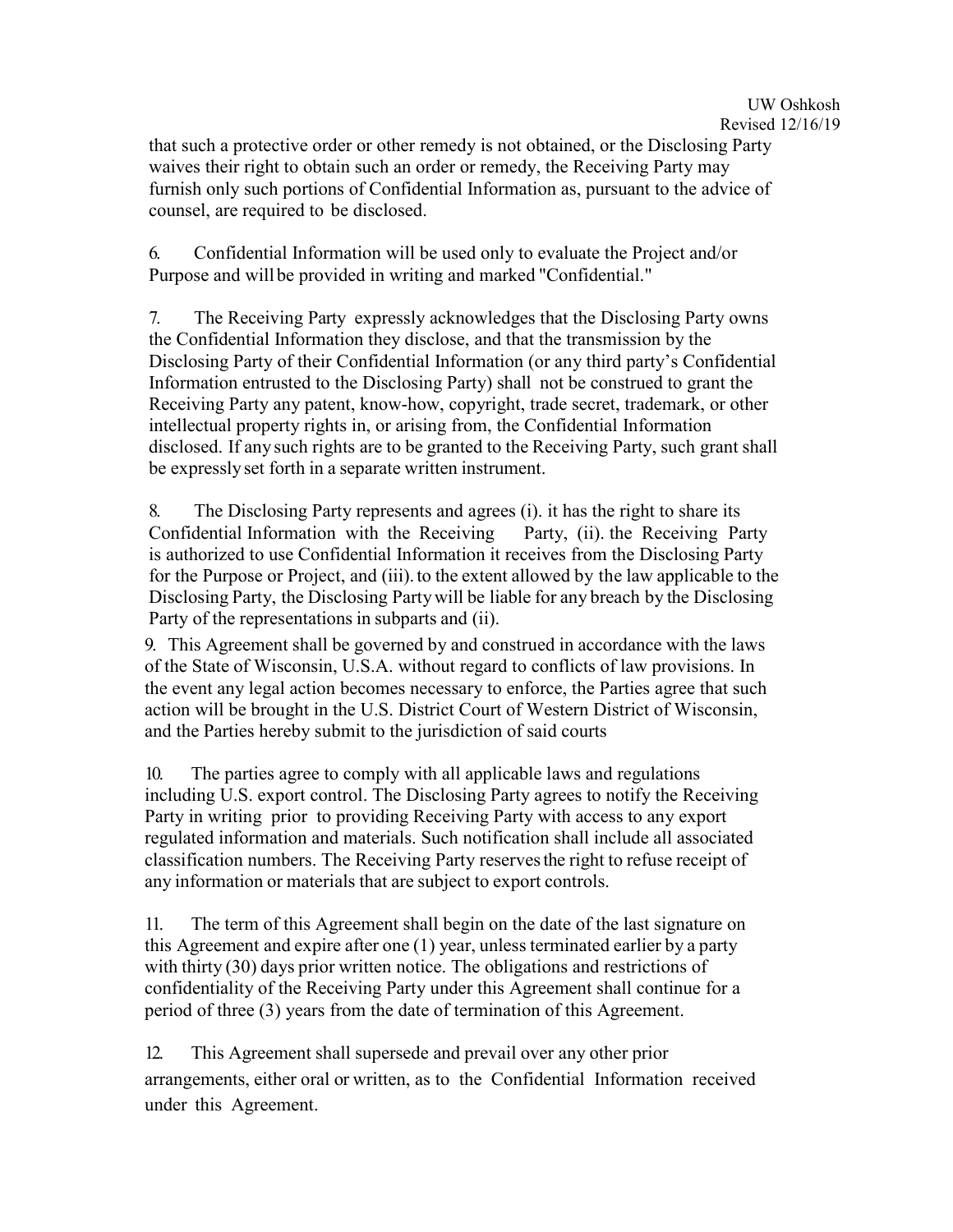that such a protective order or other remedy is not obtained, or the Disclosing Party waives their right to obtain such an order or remedy, the Receiving Party may furnish only such portions of Confidential Information as, pursuant to the advice of counsel, are required to be disclosed.

6. Confidential Information will be used only to evaluate the Project and/or Purpose and will be provided in writing and marked "Confidential."

7. The Receiving Party expressly acknowledges that the Disclosing Party owns the Confidential Information they disclose, and that the transmission by the Disclosing Party of their Confidential Information (or any third party's Confidential Information entrusted to the Disclosing Party) shall not be construed to grant the Receiving Party any patent, know-how, copyright, trade secret, trademark, or other intellectual property rights in, or arising from, the Confidential Information disclosed. If any such rights are to be granted to the Receiving Party, such grant shall be expressly set forth in a separate written instrument.

8. The Disclosing Party represents and agrees (i). it has the right to share its Confidential Information with the Receiving Party, (ii). the Receiving Party is authorized to use Confidential Information it receives from the Disclosing Party for the Purpose or Project, and (iii). to the extent allowed by the law applicable to the Disclosing Party, the Disclosing Party will be liable for any breach by the Disclosing Party of the representations in subparts and (ii).

9. This Agreement shall be governed by and construed in accordance with the laws of the State of Wisconsin, U.S.A. without regard to conflicts of law provisions. In the event any legal action becomes necessary to enforce, the Parties agree that such action will be brought in the U.S. District Court of Western District of Wisconsin, and the Parties hereby submit to the jurisdiction of said courts

10. The parties agree to comply with all applicable laws and regulations including U.S. export control. The Disclosing Party agrees to notify the Receiving Party in writing prior to providing Receiving Party with access to any export regulated information and materials. Such notification shall include all associated classification numbers. The Receiving Party reserves the right to refuse receipt of any information or materials that are subject to export controls.

11. The term of this Agreement shall begin on the date of the last signature on this Agreement and expire after one (1) year, unless terminated earlier by a party with thirty (30) days prior written notice. The obligations and restrictions of confidentiality of the Receiving Party under this Agreement shall continue for a period of three (3) years from the date of termination of this Agreement.

12. This Agreement shall supersede and prevail over any other prior arrangements, either oral or written, as to the Confidential Information received under this Agreement.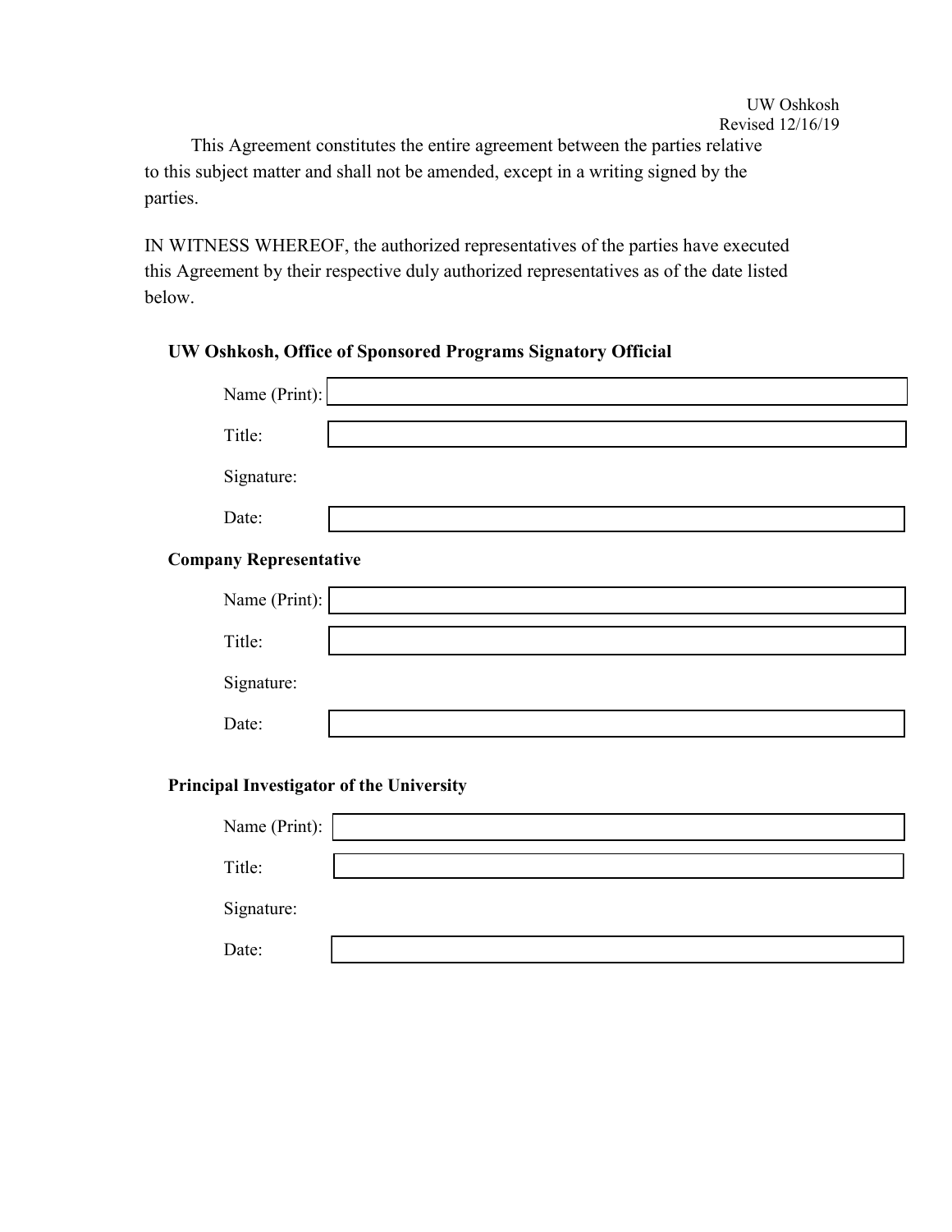This Agreement constitutes the entire agreement between the parties relative to this subject matter and shall not be amended, except in a writing signed by the parties.

IN WITNESS WHEREOF, the authorized representatives of the parties have executed this Agreement by their respective duly authorized representatives as of the date listed below.

**UW Oshkosh, Office of Sponsored Programs Signatory Official**

Name (Print):

Title:

Signature:

Date:

**Company Representative**

Name (Print):

Title:

Signature:

Date:

**Principal Investigator of the University**

Name (Print):

Title:

Signature:

Date: